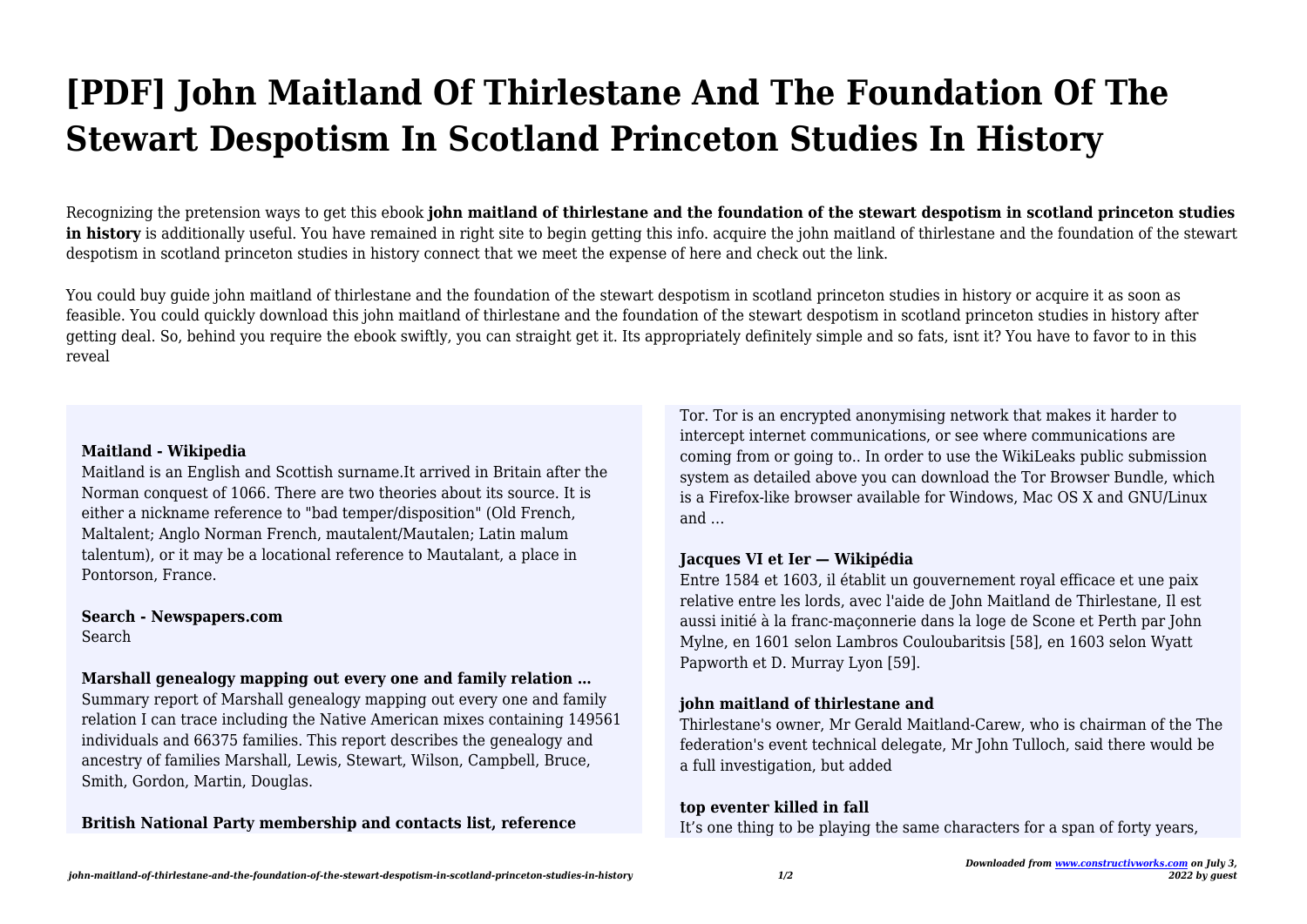# [PDF] John Maitland Of Thirlestane And The Foundation Of The Stewart Despotism In Scotland Princeton Studies In History

Recognizing the pretension ways to get this ebook **john maitland of thirlestane and the foundation of the stewart despotism in scotland princeton studies in history** is additionally useful. You have remained in right site to begin getting this info. acquire the john maitland of thirlestane and the foundation of the stewart despotism in scotland princeton studies in history connect that we meet the expense of here and check out the link.

You could buy guide john maitland of thirlestane and the foundation of the stewart despotism in scotland princeton studies in history or acquire it as soon as feasible. You could quickly download this john maitland of thirlestane and the foundation of the stewart despotism in scotland princeton studies in history after getting deal. So, behind you require the ebook swiftly, you can straight get it. Its appropriately definitely simple and so fats, isnt it? You have to favor to in this reveal

**Maitland - Wikipedia**

Maitland is an English and Scottish surname.It arrived in Britain after the Norman conquest of 1066. There are two theories about its source. It is either a nickname reference to "bad temper/disposition" (Old French, Maltalent; Anglo Norman French, mautalent/Mautalen; Latin malum talentum), or it may be a locational reference to Mautalant, a place in Pontorson, France.

**Search - Newspapers.com**

Search

**Marshall genealogy mapping out every one and family relation …**

Summary report of Marshall genealogy mapping out every one and family relation I can trace including the Native American mixes containing 149561 individuals and 66375 families. This report describes the genealogy and ancestry of families Marshall, Lewis, Stewart, Wilson, Campbell, Bruce, Smith, Gordon, Martin, Douglas.

**British National Party membership and contacts list, reference**

Tor. Tor is an encrypted anonymising network that makes it harder to intercept internet communications, or see where communications are coming from or going to.. In order to use the WikiLeaks public submission system as detailed above you can download the Tor Browser Bundle, which is a Firefox-like browser available for Windows, Mac OS X and GNU/Linux and …

**Jacques VI et Ier — Wikipédia**

Entre 1584 et 1603, il établit un gouvernement royal efficace et une paix relative entre les lords, avec l'aide de John Maitland de Thirlestane, Il est aussi initié à la franc-maçonnerie dans la loge de Scone et Perth par John Mylne, en 1601 selon Lambros Couloubaritsis [58], en 1603 selon Wyatt Papworth et D. Murray Lyon [59].

**john maitland of thirlestane and**

Thirlestane's owner, Mr Gerald Maitland-Carew, who is chairman of the The federation's event technical delegate, Mr John Tulloch, said there would be a full investigation, but added

**top eventer killed in fall**

It's one thing to be playing the same characters for a span of forty years,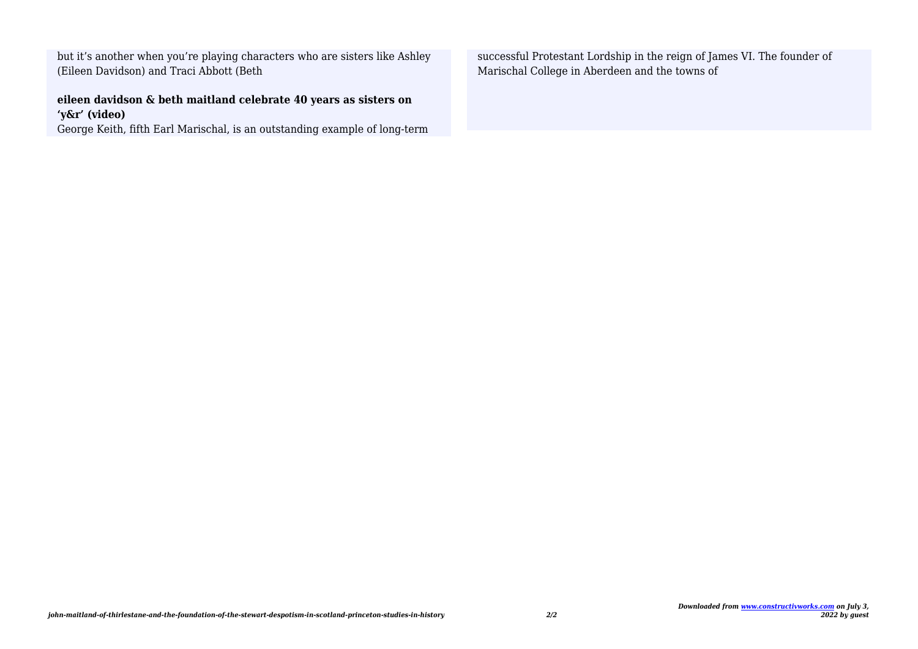but it’s another when you’re playing characters who are sisters like Ashley (Eileen Davidson) and Traci Abbott (Beth

**eileen davidson & beth maitland celebrate 40 years as sisters on ‘y&r’ (video)**

George Keith, fifth Earl Marischal, is an outstanding example of long-term successful Protestant Lordship in the reign of James VI. The founder of Marischal College in Aberdeen and the towns of